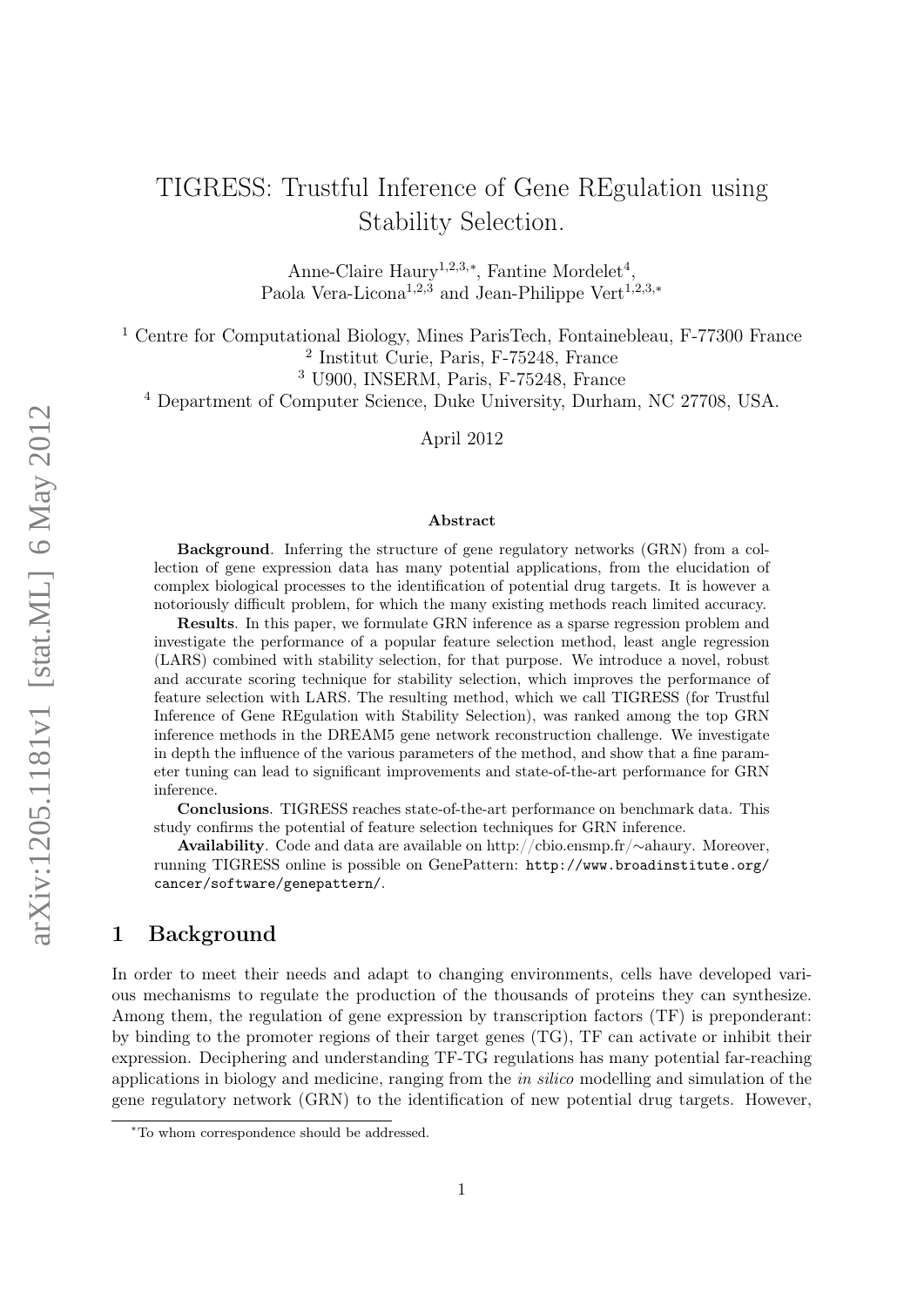# TIGRESS: Trustful Inference of Gene REgulation using Stability Selection.

Anne-Claire Haury[1,2,3,*], Fantine Mordelet[4], Paola Vera-Licona[1,2,3] and Jean-Philippe Vert[1,2,3,*]

[1] Centre for Computational Biology, Mines ParisTech, Fontainebleau, F-77300 France
[2] Institut Curie, Paris, F-75248, France
[3] U900, INSERM, Paris, F-75248, France
[4] Department of Computer Science, Duke University, Durham, NC 27708, USA.

April 2012

### Abstract

**Background**. Inferring the structure of gene regulatory networks (GRN) from a collection of gene expression data has many potential applications, from the elucidation of complex biological processes to the identification of potential drug targets. It is however a notoriously difficult problem, for which the many existing methods reach limited accuracy.

**Results**. In this paper, we formulate GRN inference as a sparse regression problem and investigate the performance of a popular feature selection method, least angle regression (LARS) combined with stability selection, for that purpose. We introduce a novel, robust and accurate scoring technique for stability selection, which improves the performance of feature selection with LARS. The resulting method, which we call TIGRESS (for Trustful Inference of Gene REgulation with Stability Selection), was ranked among the top GRN inference methods in the DREAM5 gene network reconstruction challenge. We investigate in depth the influence of the various parameters of the method, and show that a fine parameter tuning can lead to significant improvements and state-of-the-art performance for GRN inference.

**Conclusions**. TIGRESS reaches state-of-the-art performance on benchmark data. This study confirms the potential of feature selection techniques for GRN inference.

**Availability**. Code and data are available on http://cbio.ensmp.fr/∼ahaury. Moreover, running TIGRESS online is possible on GenePattern: http://www.broadinstitute.org/cancer/software/genepattern/.

## 1 Background

In order to meet their needs and adapt to changing environments, cells have developed various mechanisms to regulate the production of the thousands of proteins they can synthesize. Among them, the regulation of gene expression by transcription factors (TF) is preponderant: by binding to the promoter regions of their target genes (TG), TF can activate or inhibit their expression. Deciphering and understanding TF-TG regulations has many potential far-reaching applications in biology and medicine, ranging from the *in silico* modelling and simulation of the gene regulatory network (GRN) to the identification of new potential drug targets. However,

[*] To whom correspondence should be addressed.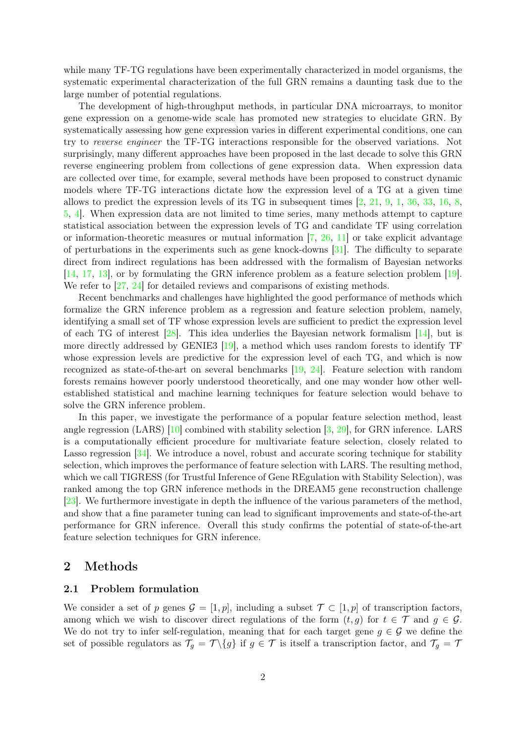while many TF-TG regulations have been experimentally characterized in model organisms, the systematic experimental characterization of the full GRN remains a daunting task due to the large number of potential regulations.

The development of high-throughput methods, in particular DNA microarrays, to monitor gene expression on a genome-wide scale has promoted new strategies to elucidate GRN. By systematically assessing how gene expression varies in different experimental conditions, one can try to *reverse engineer* the TF-TG interactions responsible for the observed variations. Not surprisingly, many different approaches have been proposed in the last decade to solve this GRN reverse engineering problem from collections of gene expression data. When expression data are collected over time, for example, several methods have been proposed to construct dynamic models where TF-TG interactions dictate how the expression level of a TG at a given time allows to predict the expression levels of its TG in subsequent times [2, 21, 9, 1, 36, 33, 16, 8, 5, 4]. When expression data are not limited to time series, many methods attempt to capture statistical association between the expression levels of TG and candidate TF using correlation or information-theoretic measures or mutual information [7, 26, 11] or take explicit advantage of perturbations in the experiments such as gene knock-downs [31]. The difficulty to separate direct from indirect regulations has been addressed with the formalism of Bayesian networks [14, 17, 13], or by formulating the GRN inference problem as a feature selection problem [19]. We refer to [27, 24] for detailed reviews and comparisons of existing methods.

Recent benchmarks and challenges have highlighted the good performance of methods which formalize the GRN inference problem as a regression and feature selection problem, namely, identifying a small set of TF whose expression levels are sufficient to predict the expression level of each TG of interest [28]. This idea underlies the Bayesian network formalism [14], but is more directly addressed by GENIE3 [19], a method which uses random forests to identify TF whose expression levels are predictive for the expression level of each TG, and which is now recognized as state-of-the-art on several benchmarks [19, 24]. Feature selection with random forests remains however poorly understood theoretically, and one may wonder how other well-established statistical and machine learning techniques for feature selection would behave to solve the GRN inference problem.

In this paper, we investigate the performance of a popular feature selection method, least angle regression (LARS) [10] combined with stability selection [3, 29], for GRN inference. LARS is a computationally efficient procedure for multivariate feature selection, closely related to Lasso regression [34]. We introduce a novel, robust and accurate scoring technique for stability selection, which improves the performance of feature selection with LARS. The resulting method, which we call TIGRESS (for Trustful Inference of Gene REgulation with Stability Selection), was ranked among the top GRN inference methods in the DREAM5 gene reconstruction challenge [23]. We furthermore investigate in depth the influence of the various parameters of the method, and show that a fine parameter tuning can lead to significant improvements and state-of-the-art performance for GRN inference. Overall this study confirms the potential of state-of-the-art feature selection techniques for GRN inference.

## 2 Methods

### 2.1 Problem formulation

We consider a set of $p$ genes $\mathcal{G} = [1, p]$, including a subset $\mathcal{T} \subset [1, p]$ of transcription factors, among which we wish to discover direct regulations of the form $(t, g)$ for $t \in \mathcal{T}$ and $g \in \mathcal{G}$. We do not try to infer self-regulation, meaning that for each target gene $g \in \mathcal{G}$ we define the set of possible regulators as $\mathcal{T}_g = \mathcal{T}\backslash\{g\}$ if $g \in \mathcal{T}$ is itself a transcription factor, and $\mathcal{T}_g = \mathcal{T}$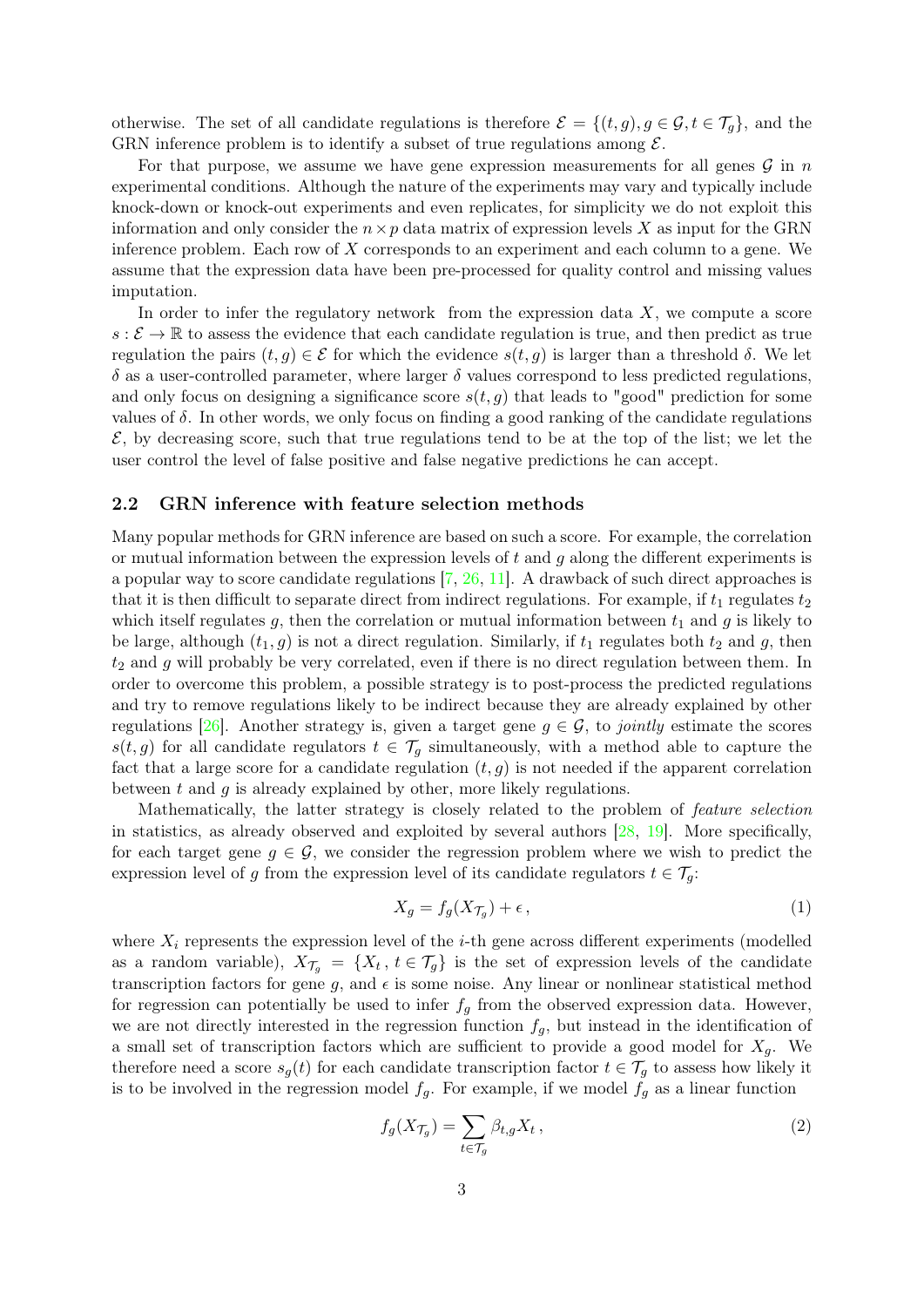otherwise. The set of all candidate regulations is therefore $\mathcal{E} = \{(t, g), g \in \mathcal{G}, t \in \mathcal{T}_g\}$, and the GRN inference problem is to identify a subset of true regulations among $\mathcal{E}$.

For that purpose, we assume we have gene expression measurements for all genes $\mathcal{G}$ in $n$ experimental conditions. Although the nature of the experiments may vary and typically include knock-down or knock-out experiments and even replicates, for simplicity we do not exploit this information and only consider the $n \times p$ data matrix of expression levels $X$ as input for the GRN inference problem. Each row of $X$ corresponds to an experiment and each column to a gene. We assume that the expression data have been pre-processed for quality control and missing values imputation.

In order to infer the regulatory network from the expression data $X$, we compute a score $s : \mathcal{E} \to \mathbb{R}$ to assess the evidence that each candidate regulation is true, and then predict as true regulation the pairs $(t, g) \in \mathcal{E}$ for which the evidence $s(t, g)$ is larger than a threshold $\delta$. We let $\delta$ as a user-controlled parameter, where larger $\delta$ values correspond to less predicted regulations, and only focus on designing a significance score $s(t, g)$ that leads to "good" prediction for some values of $\delta$. In other words, we only focus on finding a good ranking of the candidate regulations $\mathcal{E}$, by decreasing score, such that true regulations tend to be at the top of the list; we let the user control the level of false positive and false negative predictions he can accept.

### 2.2 GRN inference with feature selection methods

Many popular methods for GRN inference are based on such a score. For example, the correlation or mutual information between the expression levels of $t$ and $g$ along the different experiments is a popular way to score candidate regulations [7, 26, 11]. A drawback of such direct approaches is that it is then difficult to separate direct from indirect regulations. For example, if $t_1$ regulates $t_2$ which itself regulates $g$, then the correlation or mutual information between $t_1$ and $g$ is likely to be large, although $(t_1, g)$ is not a direct regulation. Similarly, if $t_1$ regulates both $t_2$ and $g$, then $t_2$ and $g$ will probably be very correlated, even if there is no direct regulation between them. In order to overcome this problem, a possible strategy is to post-process the predicted regulations and try to remove regulations likely to be indirect because they are already explained by other regulations [26]. Another strategy is, given a target gene $g \in \mathcal{G}$, to *jointly* estimate the scores $s(t, g)$ for all candidate regulators $t \in \mathcal{T}_g$ simultaneously, with a method able to capture the fact that a large score for a candidate regulation $(t, g)$ is not needed if the apparent correlation between $t$ and $g$ is already explained by other, more likely regulations.

Mathematically, the latter strategy is closely related to the problem of *feature selection* in statistics, as already observed and exploited by several authors [28, 19]. More specifically, for each target gene $g \in \mathcal{G}$, we consider the regression problem where we wish to predict the expression level of $g$ from the expression level of its candidate regulators $t \in \mathcal{T}_g$:

$$X_g = f_g(X_{\mathcal{T}_g}) + \epsilon \,, \tag{1}$$

where $X_i$ represents the expression level of the $i$-th gene across different experiments (modelled as a random variable), $X_{\mathcal{T}_g} = \{X_t \,, \, t \in \mathcal{T}_g\}$ is the set of expression levels of the candidate transcription factors for gene $g$, and $\epsilon$ is some noise. Any linear or nonlinear statistical method for regression can potentially be used to infer $f_g$ from the observed expression data. However, we are not directly interested in the regression function $f_g$, but instead in the identification of a small set of transcription factors which are sufficient to provide a good model for $X_g$. We therefore need a score $s_g(t)$ for each candidate transcription factor $t \in \mathcal{T}_g$ to assess how likely it is to be involved in the regression model $f_g$. For example, if we model $f_g$ as a linear function

$$f_g(X_{\mathcal{T}_g}) = \sum_{t \in \mathcal{T}_g} \beta_{t,g} X_t \,, \tag{2}$$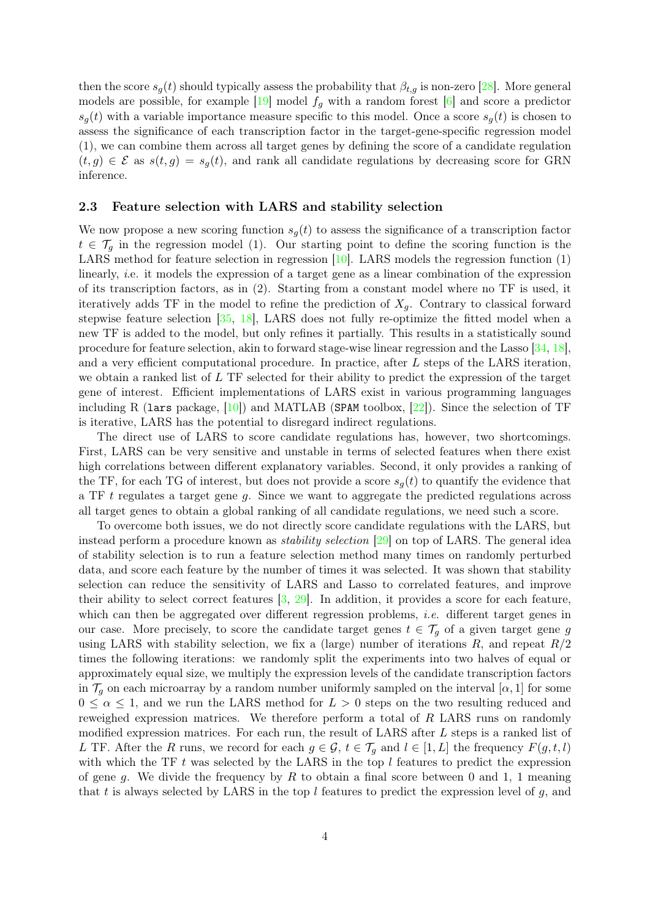then the score $s_g(t)$ should typically assess the probability that $\beta_{t,g}$ is non-zero [28]. More general models are possible, for example [19] model $f_g$ with a random forest [6] and score a predictor $s_g(t)$ with a variable importance measure specific to this model. Once a score $s_g(t)$ is chosen to assess the significance of each transcription factor in the target-gene-specific regression model (1), we can combine them across all target genes by defining the score of a candidate regulation $(t, g) \in \mathcal{E}$ as $s(t, g) = s_g(t)$, and rank all candidate regulations by decreasing score for GRN inference.

### 2.3 Feature selection with LARS and stability selection

We now propose a new scoring function $s_g(t)$ to assess the significance of a transcription factor $t \in \mathcal{T}_g$ in the regression model (1). Our starting point to define the scoring function is the LARS method for feature selection in regression [10]. LARS models the regression function (1) linearly, *i.e.* it models the expression of a target gene as a linear combination of the expression of its transcription factors, as in (2). Starting from a constant model where no TF is used, it iteratively adds TF in the model to refine the prediction of $X_g$. Contrary to classical forward stepwise feature selection [35, 18], LARS does not fully re-optimize the fitted model when a new TF is added to the model, but only refines it partially. This results in a statistically sound procedure for feature selection, akin to forward stage-wise linear regression and the Lasso [34, 18], and a very efficient computational procedure. In practice, after $L$ steps of the LARS iteration, we obtain a ranked list of $L$ TF selected for their ability to predict the expression of the target gene of interest. Efficient implementations of LARS exist in various programming languages including R (`lars` package, [10]) and MATLAB (`SPAM` toolbox, [22]). Since the selection of TF is iterative, LARS has the potential to disregard indirect regulations.

The direct use of LARS to score candidate regulations has, however, two shortcomings. First, LARS can be very sensitive and unstable in terms of selected features when there exist high correlations between different explanatory variables. Second, it only provides a ranking of the TF, for each TG of interest, but does not provide a score $s_g(t)$ to quantify the evidence that a TF $t$ regulates a target gene $g$. Since we want to aggregate the predicted regulations across all target genes to obtain a global ranking of all candidate regulations, we need such a score.

To overcome both issues, we do not directly score candidate regulations with the LARS, but instead perform a procedure known as *stability selection* [29] on top of LARS. The general idea of stability selection is to run a feature selection method many times on randomly perturbed data, and score each feature by the number of times it was selected. It was shown that stability selection can reduce the sensitivity of LARS and Lasso to correlated features, and improve their ability to select correct features [3, 29]. In addition, it provides a score for each feature, which can then be aggregated over different regression problems, *i.e.* different target genes in our case. More precisely, to score the candidate target genes $t \in \mathcal{T}_g$ of a given target gene $g$ using LARS with stability selection, we fix a (large) number of iterations $R$, and repeat $R/2$ times the following iterations: we randomly split the experiments into two halves of equal or approximately equal size, we multiply the expression levels of the candidate transcription factors in $\mathcal{T}_g$ on each microarray by a random number uniformly sampled on the interval $[\alpha, 1]$ for some $0 \leq \alpha \leq 1$, and we run the LARS method for $L > 0$ steps on the two resulting reduced and reweighed expression matrices. We therefore perform a total of $R$ LARS runs on randomly modified expression matrices. For each run, the result of LARS after $L$ steps is a ranked list of $L$ TF. After the $R$ runs, we record for each $g \in \mathcal{G}$, $t \in \mathcal{T}_g$ and $l \in [1, L]$ the frequency $F(g, t, l)$ with which the TF $t$ was selected by the LARS in the top $l$ features to predict the expression of gene $g$. We divide the frequency by $R$ to obtain a final score between 0 and 1, 1 meaning that $t$ is always selected by LARS in the top $l$ features to predict the expression level of $g$, and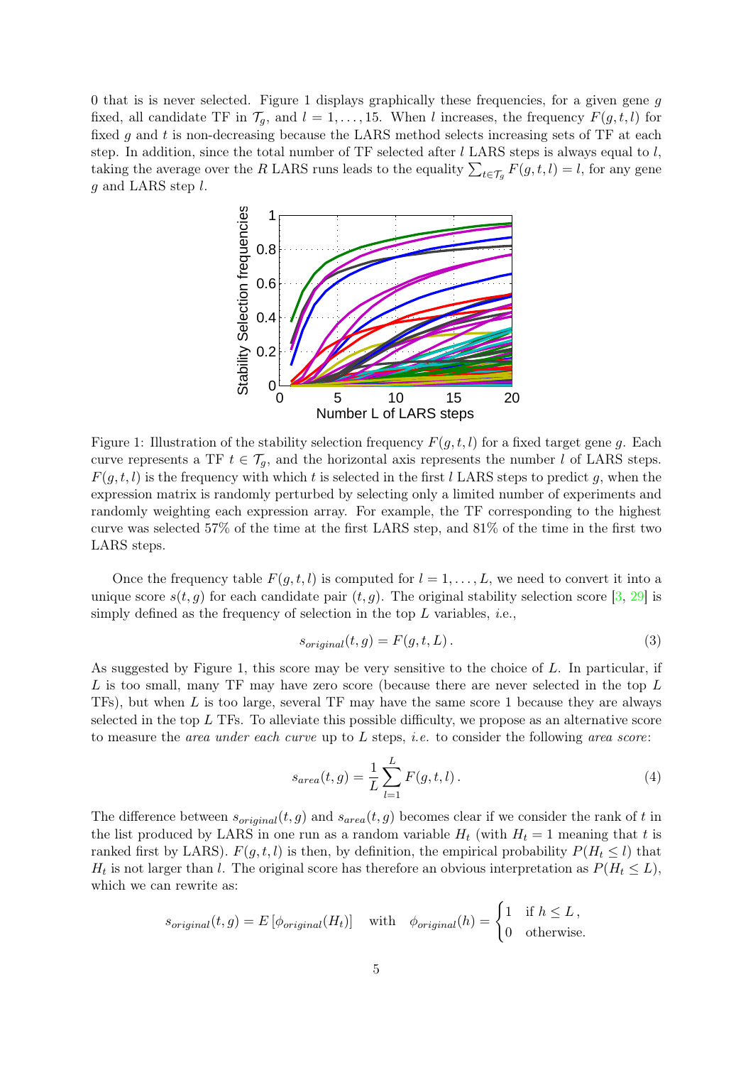0 that is is never selected. Figure 1 displays graphically these frequencies, for a given gene $g$ fixed, all candidate TF in $\mathcal{T}_g$, and $l = 1, \ldots, 15$. When $l$ increases, the frequency $F(g, t, l)$ for fixed $g$ and $t$ is non-decreasing because the LARS method selects increasing sets of TF at each step. In addition, since the total number of TF selected after $l$ LARS steps is always equal to $l$, taking the average over the $R$ LARS runs leads to the equality $\sum_{t \in \mathcal{T}_g} F(g, t, l) = l$, for any gene $g$ and LARS step $l$.

Figure 1: Illustration of the stability selection frequency $F(g, t, l)$ for a fixed target gene $g$. Each curve represents a TF $t \in \mathcal{T}_g$, and the horizontal axis represents the number $l$ of LARS steps. $F(g, t, l)$ is the frequency with which $t$ is selected in the first $l$ LARS steps to predict $g$, when the expression matrix is randomly perturbed by selecting only a limited number of experiments and randomly weighting each expression array. For example, the TF corresponding to the highest curve was selected 57% of the time at the first LARS step, and 81% of the time in the first two LARS steps.

Once the frequency table $F(g, t, l)$ is computed for $l = 1, \ldots, L$, we need to convert it into a unique score $s(t, g)$ for each candidate pair $(t, g)$. The original stability selection score [3, 29] is simply defined as the frequency of selection in the top $L$ variables, *i.e.*,

$$s_{original}(t, g) = F(g, t, L) \, . \tag{3}$$

As suggested by Figure 1, this score may be very sensitive to the choice of $L$. In particular, if $L$ is too small, many TF may have zero score (because there are never selected in the top $L$ TFs), but when $L$ is too large, several TF may have the same score 1 because they are always selected in the top $L$ TFs. To alleviate this possible difficulty, we propose as an alternative score to measure the *area under each curve* up to $L$ steps, *i.e.* to consider the following *area score*:

$$s_{area}(t, g) = \frac{1}{L} \sum_{l=1}^{L} F(g, t, l) \, . \tag{4}$$

The difference between $s_{original}(t, g)$ and $s_{area}(t, g)$ becomes clear if we consider the rank of $t$ in the list produced by LARS in one run as a random variable $H_t$ (with $H_t = 1$ meaning that $t$ is ranked first by LARS). $F(g, t, l)$ is then, by definition, the empirical probability $P(H_t \leq l)$ that $H_t$ is not larger than $l$. The original score has therefore an obvious interpretation as $P(H_t \leq L)$, which we can rewrite as:

$$s_{original}(t, g) = E\left[\phi_{original}(H_t)\right] \quad \text{with} \quad \phi_{original}(h) = \begin{cases} 1 & \text{if } h \leq L \, , \\ 0 & \text{otherwise.} \end{cases}$$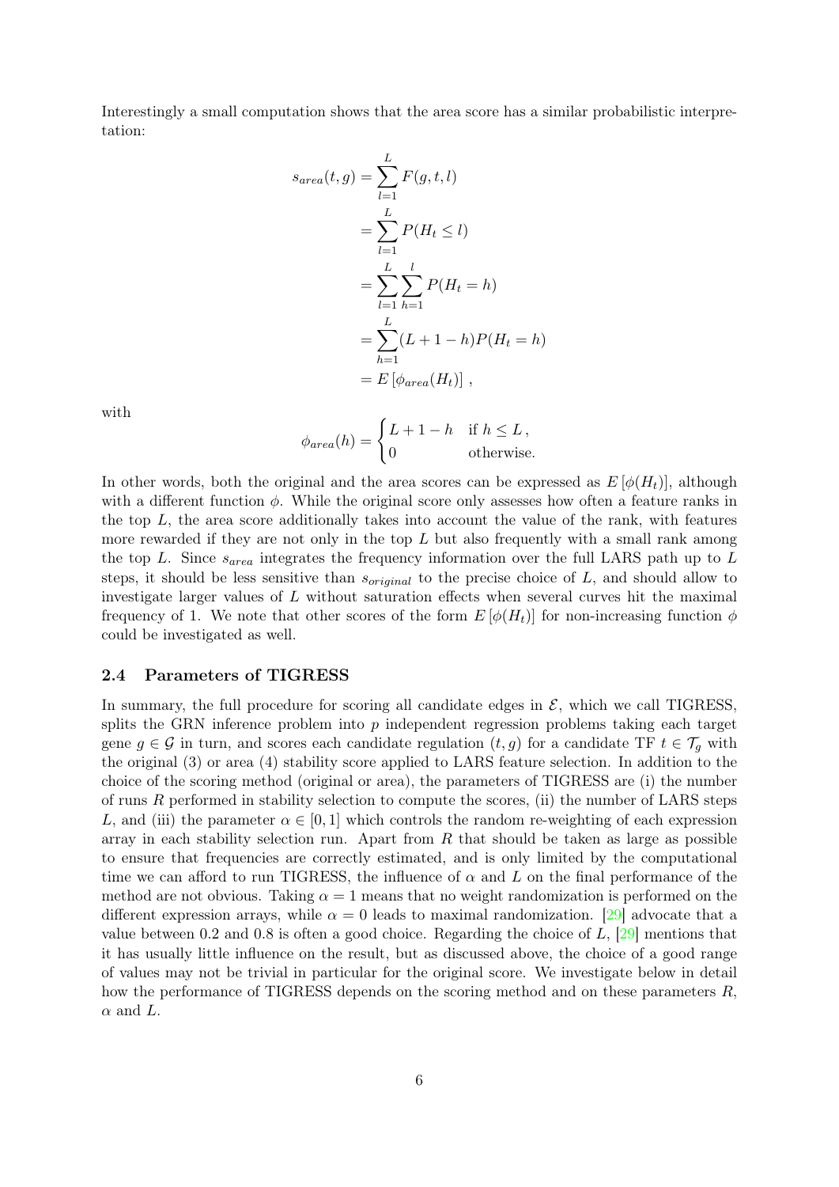Interestingly a small computation shows that the area score has a similar probabilistic interpretation:

$$
\begin{aligned}
s_{area}(t,g) &= \sum_{l=1}^{L} F(g,t,l) \\
&= \sum_{l=1}^{L} P(H_t \leq l) \\
&= \sum_{l=1}^{L} \sum_{h=1}^{l} P(H_t = h) \\
&= \sum_{h=1}^{L} (L+1-h) P(H_t = h) \\
&= E\left[\phi_{area}(H_t)\right] ,
\end{aligned}
$$

with

$$
\phi_{area}(h) = \begin{cases} L+1-h & \text{if } h \leq L \,, \\ 0 & \text{otherwise.} \end{cases}
$$

In other words, both the original and the area scores can be expressed as $E\left[\phi(H_t)\right]$, although with a different function $\phi$. While the original score only assesses how often a feature ranks in the top $L$, the area score additionally takes into account the value of the rank, with features more rewarded if they are not only in the top $L$ but also frequently with a small rank among the top $L$. Since $s_{area}$ integrates the frequency information over the full LARS path up to $L$ steps, it should be less sensitive than $s_{original}$ to the precise choice of $L$, and should allow to investigate larger values of $L$ without saturation effects when several curves hit the maximal frequency of 1. We note that other scores of the form $E\left[\phi(H_t)\right]$ for non-increasing function $\phi$ could be investigated as well.

### 2.4 Parameters of TIGRESS

In summary, the full procedure for scoring all candidate edges in $\mathcal{E}$, which we call TIGRESS, splits the GRN inference problem into $p$ independent regression problems taking each target gene $g \in \mathcal{G}$ in turn, and scores each candidate regulation $(t,g)$ for a candidate TF $t \in \mathcal{T}_g$ with the original (3) or area (4) stability score applied to LARS feature selection. In addition to the choice of the scoring method (original or area), the parameters of TIGRESS are (i) the number of runs $R$ performed in stability selection to compute the scores, (ii) the number of LARS steps $L$, and (iii) the parameter $\alpha \in [0,1]$ which controls the random re-weighting of each expression array in each stability selection run. Apart from $R$ that should be taken as large as possible to ensure that frequencies are correctly estimated, and is only limited by the computational time we can afford to run TIGRESS, the influence of $\alpha$ and $L$ on the final performance of the method are not obvious. Taking $\alpha = 1$ means that no weight randomization is performed on the different expression arrays, while $\alpha = 0$ leads to maximal randomization. [29] advocate that a value between 0.2 and 0.8 is often a good choice. Regarding the choice of $L$, [29] mentions that it has usually little influence on the result, but as discussed above, the choice of a good range of values may not be trivial in particular for the original score. We investigate below in detail how the performance of TIGRESS depends on the scoring method and on these parameters $R$, $\alpha$ and $L$.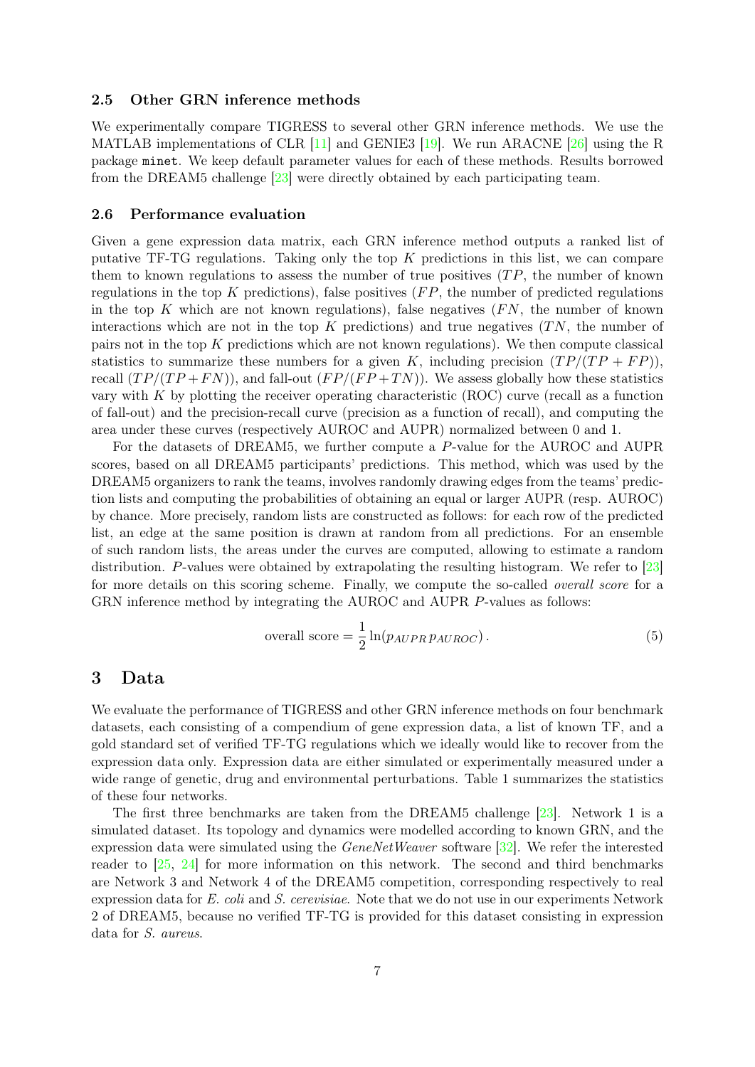### 2.5 Other GRN inference methods

We experimentally compare TIGRESS to several other GRN inference methods. We use the MATLAB implementations of CLR [11] and GENIE3 [19]. We run ARACNE [26] using the R package `minet`. We keep default parameter values for each of these methods. Results borrowed from the DREAM5 challenge [23] were directly obtained by each participating team.

### 2.6 Performance evaluation

Given a gene expression data matrix, each GRN inference method outputs a ranked list of putative TF-TG regulations. Taking only the top $K$ predictions in this list, we can compare them to known regulations to assess the number of true positives ($TP$, the number of known regulations in the top $K$ predictions), false positives ($FP$, the number of predicted regulations in the top $K$ which are not known regulations), false negatives ($FN$, the number of known interactions which are not in the top $K$ predictions) and true negatives ($TN$, the number of pairs not in the top $K$ predictions which are not known regulations). We then compute classical statistics to summarize these numbers for a given $K$, including precision ($TP/(TP+FP)$), recall ($TP/(TP+FN)$), and fall-out ($FP/(FP+TN)$). We assess globally how these statistics vary with $K$ by plotting the receiver operating characteristic (ROC) curve (recall as a function of fall-out) and the precision-recall curve (precision as a function of recall), and computing the area under these curves (respectively AUROC and AUPR) normalized between 0 and 1.

For the datasets of DREAM5, we further compute a $P$-value for the AUROC and AUPR scores, based on all DREAM5 participants' predictions. This method, which was used by the DREAM5 organizers to rank the teams, involves randomly drawing edges from the teams' prediction lists and computing the probabilities of obtaining an equal or larger AUPR (resp. AUROC) by chance. More precisely, random lists are constructed as follows: for each row of the predicted list, an edge at the same position is drawn at random from all predictions. For an ensemble of such random lists, the areas under the curves are computed, allowing to estimate a random distribution. $P$-values were obtained by extrapolating the resulting histogram. We refer to [23] for more details on this scoring scheme. Finally, we compute the so-called *overall score* for a GRN inference method by integrating the AUROC and AUPR $P$-values as follows:

$$\text{overall score} = \frac{1}{2}\ln(p_{AUPR}\, p_{AUROC})\,. \tag{5}$$

## 3 Data

We evaluate the performance of TIGRESS and other GRN inference methods on four benchmark datasets, each consisting of a compendium of gene expression data, a list of known TF, and a gold standard set of verified TF-TG regulations which we ideally would like to recover from the expression data only. Expression data are either simulated or experimentally measured under a wide range of genetic, drug and environmental perturbations. Table 1 summarizes the statistics of these four networks.

The first three benchmarks are taken from the DREAM5 challenge [23]. Network 1 is a simulated dataset. Its topology and dynamics were modelled according to known GRN, and the expression data were simulated using the *GeneNetWeaver* software [32]. We refer the interested reader to [25, 24] for more information on this network. The second and third benchmarks are Network 3 and Network 4 of the DREAM5 competition, corresponding respectively to real expression data for *E. coli* and *S. cerevisiae*. Note that we do not use in our experiments Network 2 of DREAM5, because no verified TF-TG is provided for this dataset consisting in expression data for *S. aureus*.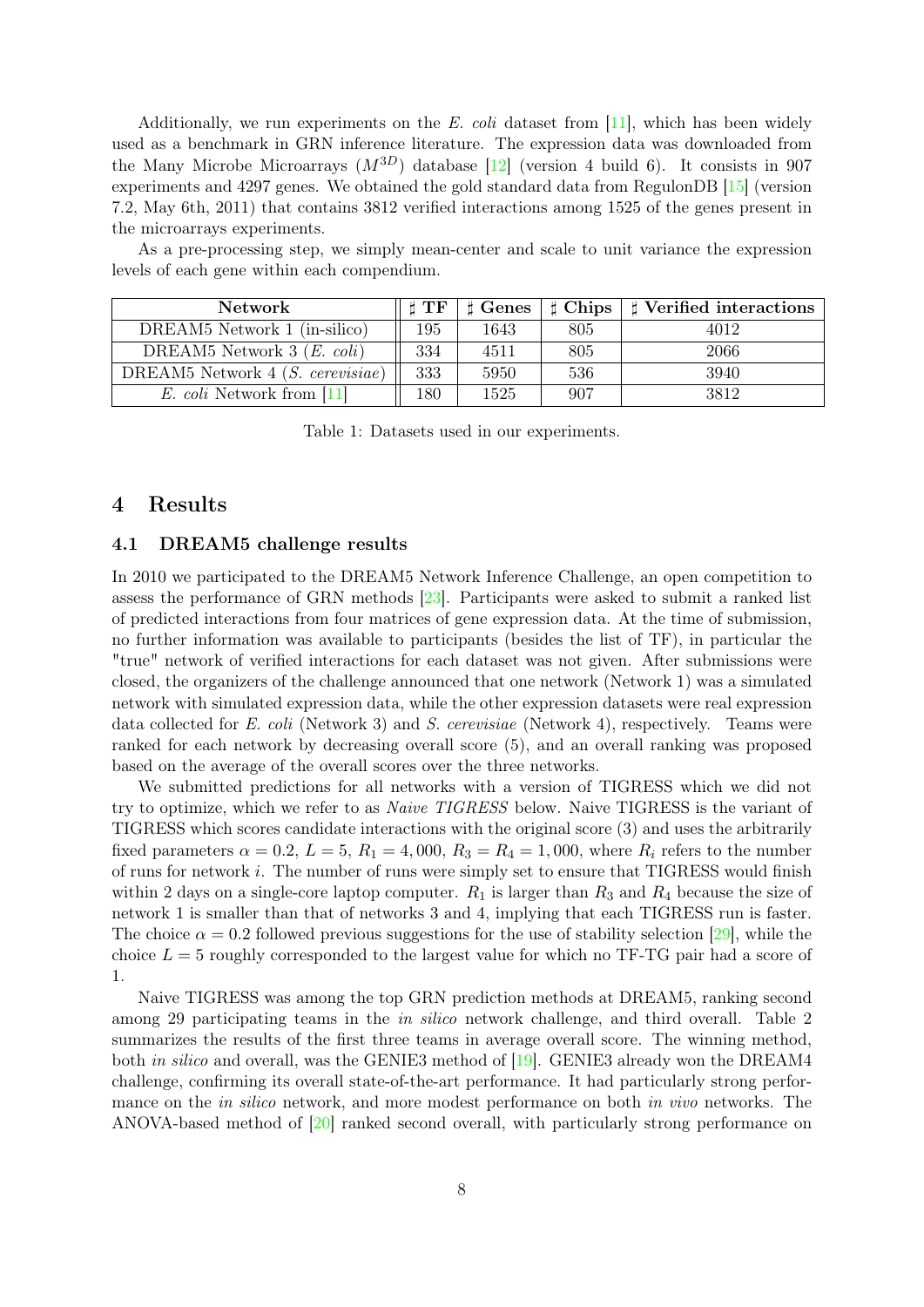Additionally, we run experiments on the *E. coli* dataset from [11], which has been widely used as a benchmark in GRN inference literature. The expression data was downloaded from the Many Microbe Microarrays ($M^{3D}$) database [12] (version 4 build 6). It consists in 907 experiments and 4297 genes. We obtained the gold standard data from RegulonDB [15] (version 7.2, May 6th, 2011) that contains 3812 verified interactions among 1525 of the genes present in the microarrays experiments.

As a pre-processing step, we simply mean-center and scale to unit variance the expression levels of each gene within each compendium.

| Network | ♯ TF | ♯ Genes | ♯ Chips | ♯ Verified interactions |
|---|---|---|---|---|
| DREAM5 Network 1 (in-silico) | 195 | 1643 | 805 | 4012 |
| DREAM5 Network 3 (*E. coli*) | 334 | 4511 | 805 | 2066 |
| DREAM5 Network 4 (*S. cerevisiae*) | 333 | 5950 | 536 | 3940 |
| *E. coli* Network from [11] | 180 | 1525 | 907 | 3812 |

Table 1: Datasets used in our experiments.

# 4 Results

## 4.1 DREAM5 challenge results

In 2010 we participated to the DREAM5 Network Inference Challenge, an open competition to assess the performance of GRN methods [23]. Participants were asked to submit a ranked list of predicted interactions from four matrices of gene expression data. At the time of submission, no further information was available to participants (besides the list of TF), in particular the "true" network of verified interactions for each dataset was not given. After submissions were closed, the organizers of the challenge announced that one network (Network 1) was a simulated network with simulated expression data, while the other expression datasets were real expression data collected for *E. coli* (Network 3) and *S. cerevisiae* (Network 4), respectively. Teams were ranked for each network by decreasing overall score (5), and an overall ranking was proposed based on the average of the overall scores over the three networks.

We submitted predictions for all networks with a version of TIGRESS which we did not try to optimize, which we refer to as *Naive TIGRESS* below. Naive TIGRESS is the variant of TIGRESS which scores candidate interactions with the original score (3) and uses the arbitrarily fixed parameters $\alpha = 0.2$, $L = 5$, $R_1 = 4,000$, $R_3 = R_4 = 1,000$, where $R_i$ refers to the number of runs for network $i$. The number of runs were simply set to ensure that TIGRESS would finish within 2 days on a single-core laptop computer. $R_1$ is larger than $R_3$ and $R_4$ because the size of network 1 is smaller than that of networks 3 and 4, implying that each TIGRESS run is faster. The choice $\alpha = 0.2$ followed previous suggestions for the use of stability selection [29], while the choice $L = 5$ roughly corresponded to the largest value for which no TF-TG pair had a score of 1.

Naive TIGRESS was among the top GRN prediction methods at DREAM5, ranking second among 29 participating teams in the *in silico* network challenge, and third overall. Table 2 summarizes the results of the first three teams in average overall score. The winning method, both *in silico* and overall, was the GENIE3 method of [19]. GENIE3 already won the DREAM4 challenge, confirming its overall state-of-the-art performance. It had particularly strong performance on the *in silico* network, and more modest performance on both *in vivo* networks. The ANOVA-based method of [20] ranked second overall, with particularly strong performance on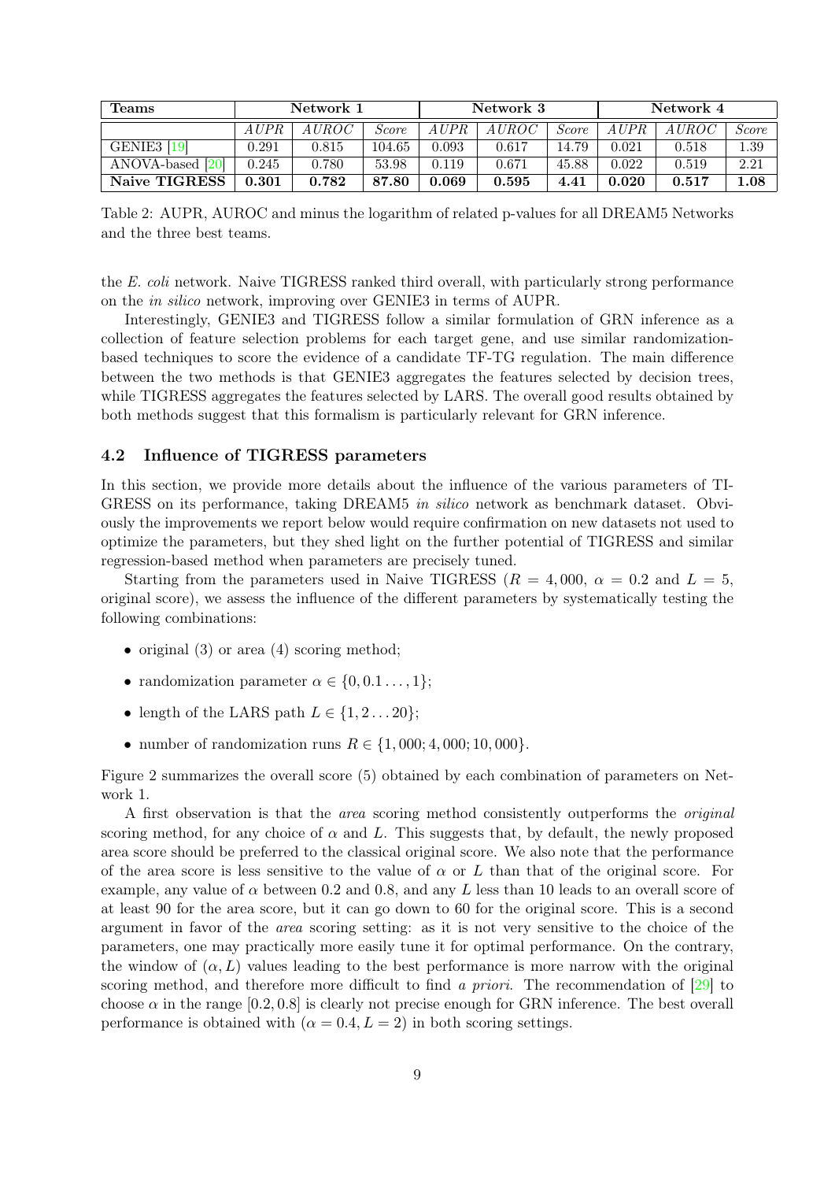| Teams | Network 1 | | | Network 3 | | | Network 4 | | |
|---|---|---|---|---|---|---|---|---|---|
| | *AUPR* | *AUROC* | *Score* | *AUPR* | *AUROC* | *Score* | *AUPR* | *AUROC* | *Score* |
| GENIE3 [19] | 0.291 | 0.815 | 104.65 | 0.093 | 0.617 | 14.79 | 0.021 | 0.518 | 1.39 |
| ANOVA-based [20] | 0.245 | 0.780 | 53.98 | 0.119 | 0.671 | 45.88 | 0.022 | 0.519 | 2.21 |
| **Naive TIGRESS** | **0.301** | **0.782** | **87.80** | **0.069** | **0.595** | **4.41** | **0.020** | **0.517** | **1.08** |

Table 2: AUPR, AUROC and minus the logarithm of related p-values for all DREAM5 Networks and the three best teams.

the *E. coli* network. Naive TIGRESS ranked third overall, with particularly strong performance on the *in silico* network, improving over GENIE3 in terms of AUPR.

Interestingly, GENIE3 and TIGRESS follow a similar formulation of GRN inference as a collection of feature selection problems for each target gene, and use similar randomization-based techniques to score the evidence of a candidate TF-TG regulation. The main difference between the two methods is that GENIE3 aggregates the features selected by decision trees, while TIGRESS aggregates the features selected by LARS. The overall good results obtained by both methods suggest that this formalism is particularly relevant for GRN inference.

### 4.2 Influence of TIGRESS parameters

In this section, we provide more details about the influence of the various parameters of TIGRESS on its performance, taking DREAM5 *in silico* network as benchmark dataset. Obviously the improvements we report below would require confirmation on new datasets not used to optimize the parameters, but they shed light on the further potential of TIGRESS and similar regression-based method when parameters are precisely tuned.

Starting from the parameters used in Naive TIGRESS ($R = 4,000$, $\alpha = 0.2$ and $L = 5$, original score), we assess the influence of the different parameters by systematically testing the following combinations:

- original (3) or area (4) scoring method;
- randomization parameter $\alpha \in \{0, 0.1 \ldots, 1\}$;
- length of the LARS path $L \in \{1, 2 \ldots 20\}$;
- number of randomization runs $R \in \{1,000; 4,000; 10,000\}$.

Figure 2 summarizes the overall score (5) obtained by each combination of parameters on Network 1.

A first observation is that the *area* scoring method consistently outperforms the *original* scoring method, for any choice of $\alpha$ and $L$. This suggests that, by default, the newly proposed area score should be preferred to the classical original score. We also note that the performance of the area score is less sensitive to the value of $\alpha$ or $L$ than that of the original score. For example, any value of $\alpha$ between 0.2 and 0.8, and any $L$ less than 10 leads to an overall score of at least 90 for the area score, but it can go down to 60 for the original score. This is a second argument in favor of the *area* scoring setting: as it is not very sensitive to the choice of the parameters, one may practically more easily tune it for optimal performance. On the contrary, the window of $(\alpha, L)$ values leading to the best performance is more narrow with the original scoring method, and therefore more difficult to find *a priori*. The recommendation of [29] to choose $\alpha$ in the range $[0.2, 0.8]$ is clearly not precise enough for GRN inference. The best overall performance is obtained with $(\alpha = 0.4, L = 2)$ in both scoring settings.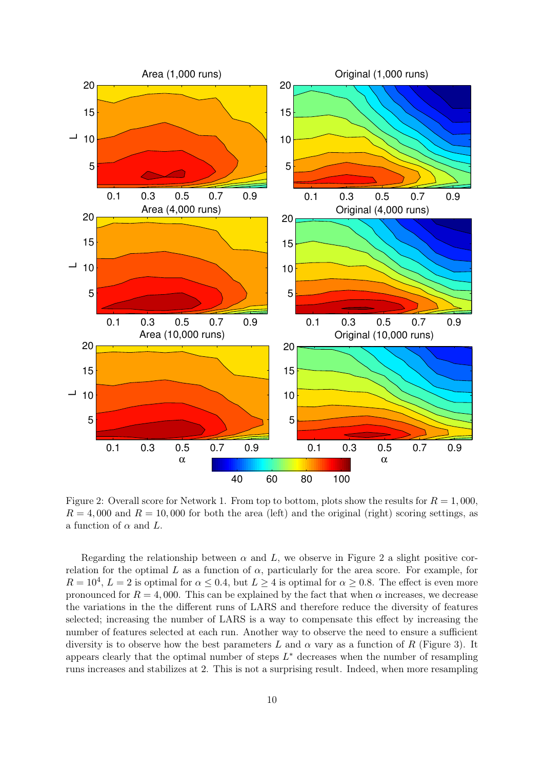Figure 2: Overall score for Network 1. From top to bottom, plots show the results for $R = 1,000$, $R = 4,000$ and $R = 10,000$ for both the area (left) and the original (right) scoring settings, as a function of $\alpha$ and $L$.

Regarding the relationship between $\alpha$ and $L$, we observe in Figure 2 a slight positive correlation for the optimal $L$ as a function of $\alpha$, particularly for the area score. For example, for $R = 10^4$, $L = 2$ is optimal for $\alpha \leq 0.4$, but $L \geq 4$ is optimal for $\alpha \geq 0.8$. The effect is even more pronounced for $R = 4,000$. This can be explained by the fact that when $\alpha$ increases, we decrease the variations in the the different runs of LARS and therefore reduce the diversity of features selected; increasing the number of LARS is a way to compensate this effect by increasing the number of features selected at each run. Another way to observe the need to ensure a sufficient diversity is to observe how the best parameters $L$ and $\alpha$ vary as a function of $R$ (Figure 3). It appears clearly that the optimal number of steps $L^*$ decreases when the number of resampling runs increases and stabilizes at 2. This is not a surprising result. Indeed, when more resampling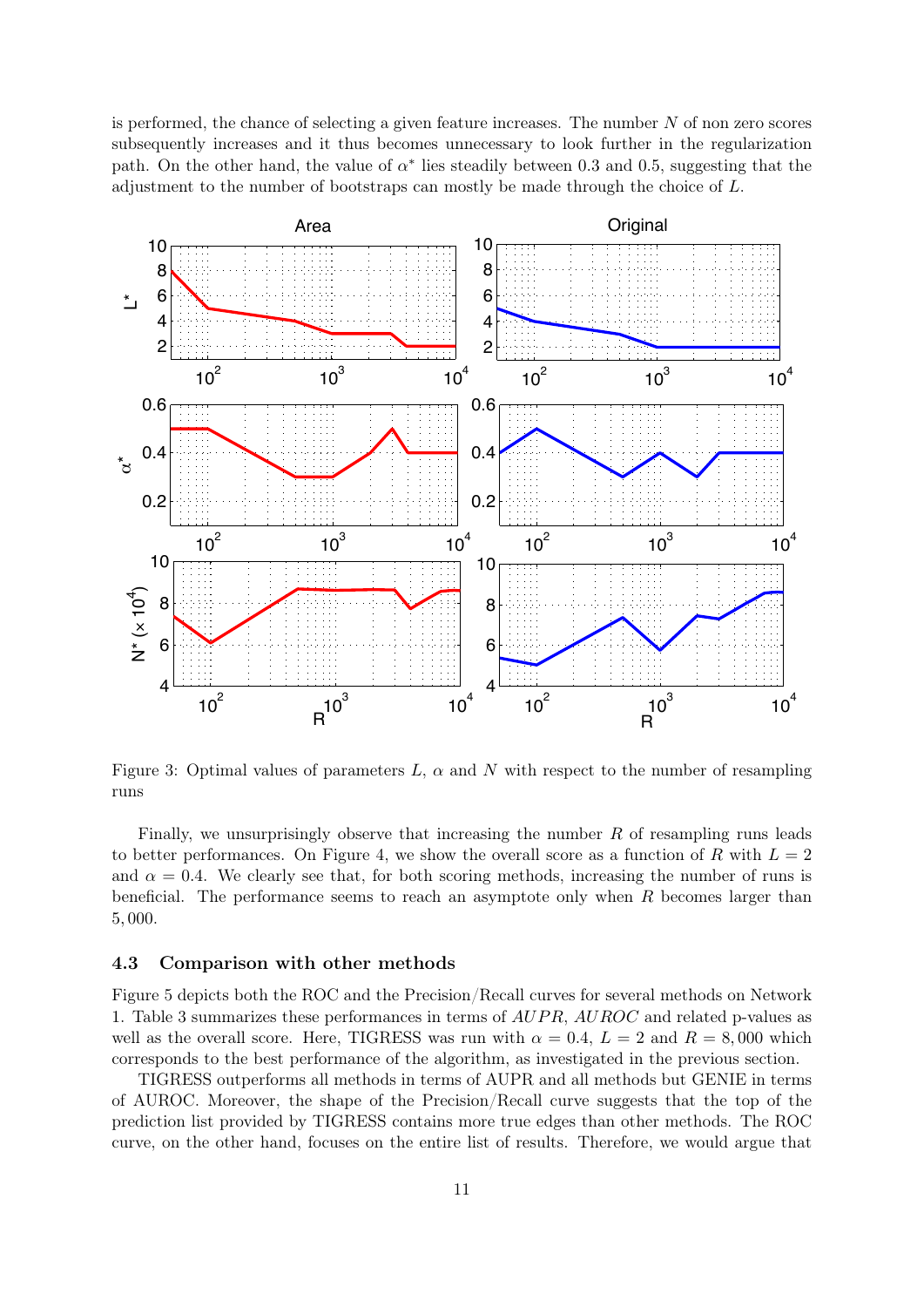is performed, the chance of selecting a given feature increases. The number $N$ of non zero scores subsequently increases and it thus becomes unnecessary to look further in the regularization path. On the other hand, the value of $\alpha^*$ lies steadily between 0.3 and 0.5, suggesting that the adjustment to the number of bootstraps can mostly be made through the choice of $L$.

Figure 3: Optimal values of parameters $L$, $\alpha$ and $N$ with respect to the number of resampling runs

Finally, we unsurprisingly observe that increasing the number $R$ of resampling runs leads to better performances. On Figure 4, we show the overall score as a function of $R$ with $L = 2$ and $\alpha = 0.4$. We clearly see that, for both scoring methods, increasing the number of runs is beneficial. The performance seems to reach an asymptote only when $R$ becomes larger than 5,000.

### 4.3 Comparison with other methods

Figure 5 depicts both the ROC and the Precision/Recall curves for several methods on Network 1. Table 3 summarizes these performances in terms of $AUPR$, $AUROC$ and related p-values as well as the overall score. Here, TIGRESS was run with $\alpha = 0.4$, $L = 2$ and $R = 8,000$ which corresponds to the best performance of the algorithm, as investigated in the previous section.

TIGRESS outperforms all methods in terms of AUPR and all methods but GENIE in terms of AUROC. Moreover, the shape of the Precision/Recall curve suggests that the top of the prediction list provided by TIGRESS contains more true edges than other methods. The ROC curve, on the other hand, focuses on the entire list of results. Therefore, we would argue that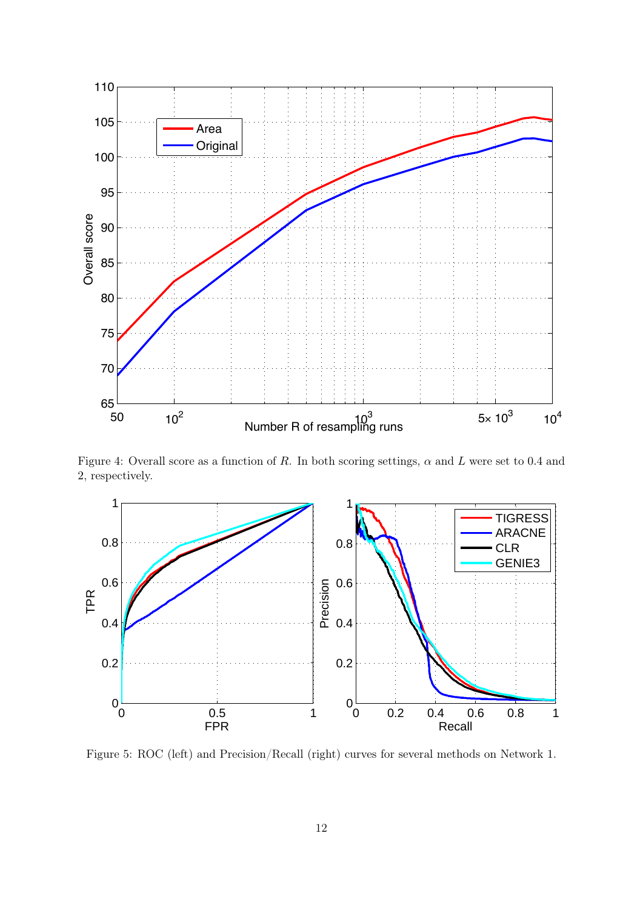Figure 4: Overall score as a function of $R$. In both scoring settings, $\alpha$ and $L$ were set to 0.4 and 2, respectively.

Figure 5: ROC (left) and Precision/Recall (right) curves for several methods on Network 1.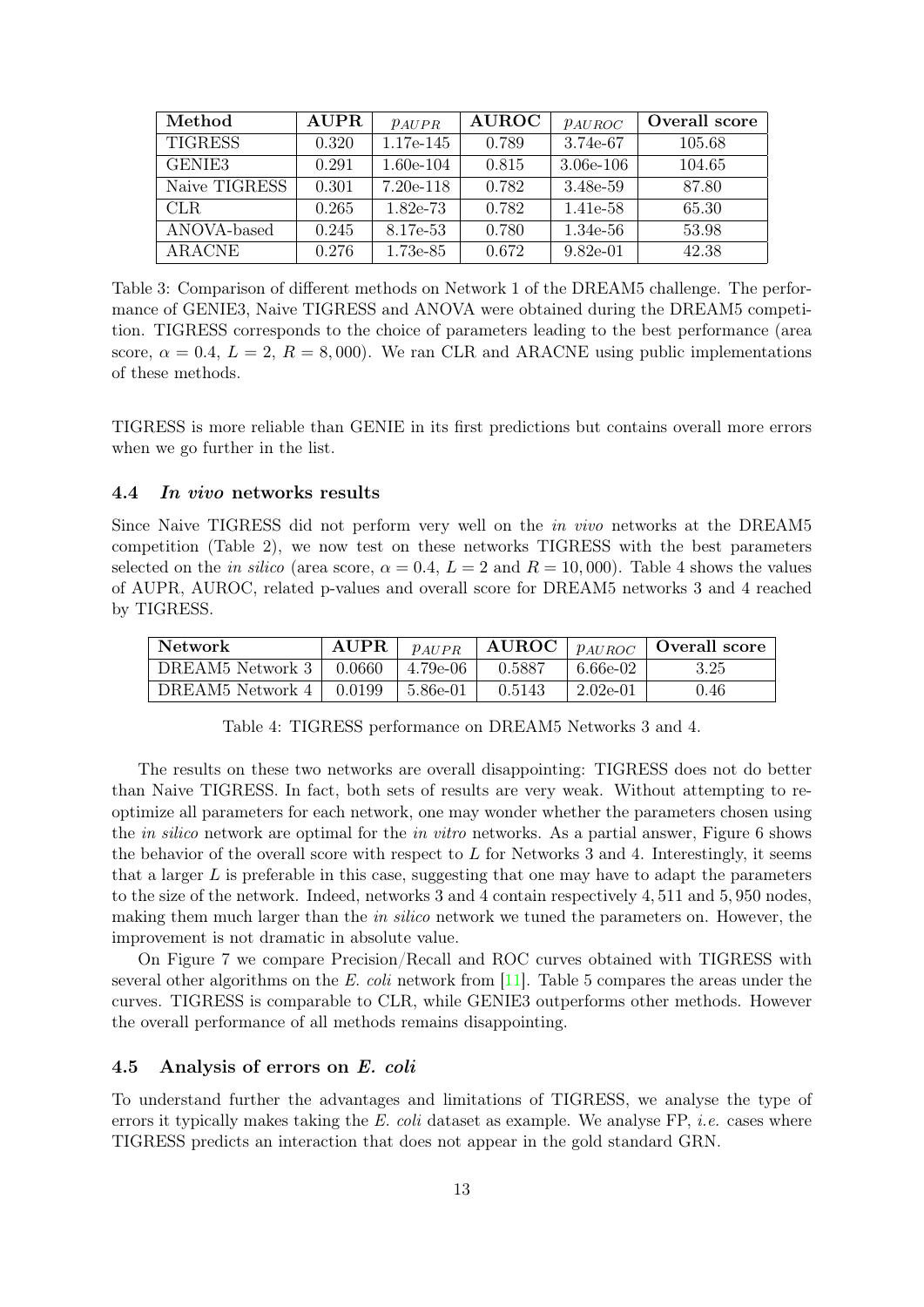| Method | AUPR | $p_{AUPR}$ | AUROC | $p_{AUROC}$ | Overall score |
|---|---|---|---|---|---|
| TIGRESS | 0.320 | 1.17e-145 | 0.789 | 3.74e-67 | 105.68 |
| GENIE3 | 0.291 | 1.60e-104 | 0.815 | 3.06e-106 | 104.65 |
| Naive TIGRESS | 0.301 | 7.20e-118 | 0.782 | 3.48e-59 | 87.80 |
| CLR | 0.265 | 1.82e-73 | 0.782 | 1.41e-58 | 65.30 |
| ANOVA-based | 0.245 | 8.17e-53 | 0.780 | 1.34e-56 | 53.98 |
| ARACNE | 0.276 | 1.73e-85 | 0.672 | 9.82e-01 | 42.38 |

Table 3: Comparison of different methods on Network 1 of the DREAM5 challenge. The performance of GENIE3, Naive TIGRESS and ANOVA were obtained during the DREAM5 competition. TIGRESS corresponds to the choice of parameters leading to the best performance (area score, $\alpha = 0.4$, $L = 2$, $R = 8,000$). We ran CLR and ARACNE using public implementations of these methods.

TIGRESS is more reliable than GENIE in its first predictions but contains overall more errors when we go further in the list.

### 4.4 *In vivo* networks results

Since Naive TIGRESS did not perform very well on the *in vivo* networks at the DREAM5 competition (Table 2), we now test on these networks TIGRESS with the best parameters selected on the *in silico* (area score, $\alpha = 0.4$, $L = 2$ and $R = 10,000$). Table 4 shows the values of AUPR, AUROC, related p-values and overall score for DREAM5 networks 3 and 4 reached by TIGRESS.

| Network | AUPR | $p_{AUPR}$ | AUROC | $p_{AUROC}$ | Overall score |
|---|---|---|---|---|---|
| DREAM5 Network 3 | 0.0660 | 4.79e-06 | 0.5887 | 6.66e-02 | 3.25 |
| DREAM5 Network 4 | 0.0199 | 5.86e-01 | 0.5143 | 2.02e-01 | 0.46 |

Table 4: TIGRESS performance on DREAM5 Networks 3 and 4.

The results on these two networks are overall disappointing: TIGRESS does not do better than Naive TIGRESS. In fact, both sets of results are very weak. Without attempting to re-optimize all parameters for each network, one may wonder whether the parameters chosen using the *in silico* network are optimal for the *in vitro* networks. As a partial answer, Figure 6 shows the behavior of the overall score with respect to $L$ for Networks 3 and 4. Interestingly, it seems that a larger $L$ is preferable in this case, suggesting that one may have to adapt the parameters to the size of the network. Indeed, networks 3 and 4 contain respectively 4,511 and 5,950 nodes, making them much larger than the *in silico* network we tuned the parameters on. However, the improvement is not dramatic in absolute value.

On Figure 7 we compare Precision/Recall and ROC curves obtained with TIGRESS with several other algorithms on the *E. coli* network from [11]. Table 5 compares the areas under the curves. TIGRESS is comparable to CLR, while GENIE3 outperforms other methods. However the overall performance of all methods remains disappointing.

### 4.5 Analysis of errors on *E. coli*

To understand further the advantages and limitations of TIGRESS, we analyse the type of errors it typically makes taking the *E. coli* dataset as example. We analyse FP, *i.e.* cases where TIGRESS predicts an interaction that does not appear in the gold standard GRN.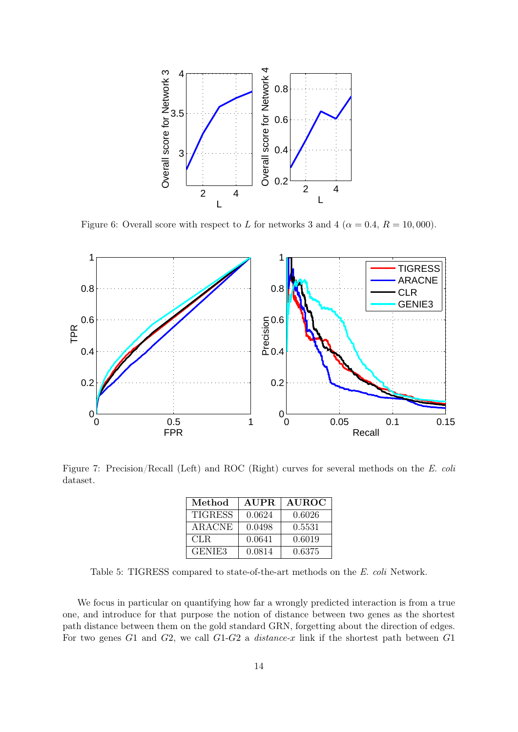Figure 6: Overall score with respect to $L$ for networks 3 and 4 ($\alpha = 0.4$, $R = 10,000$).

Figure 7: Precision/Recall (Left) and ROC (Right) curves for several methods on the *E. coli* dataset.

| Method | AUPR | AUROC |
|---|---|---|
| TIGRESS | 0.0624 | 0.6026 |
| ARACNE | 0.0498 | 0.5531 |
| CLR | 0.0641 | 0.6019 |
| GENIE3 | 0.0814 | 0.6375 |

Table 5: TIGRESS compared to state-of-the-art methods on the *E. coli* Network.

We focus in particular on quantifying how far a wrongly predicted interaction is from a true one, and introduce for that purpose the notion of distance between two genes as the shortest path distance between them on the gold standard GRN, forgetting about the direction of edges. For two genes $G1$ and $G2$, we call $G1$-$G2$ a *distance-x* link if the shortest path between $G1$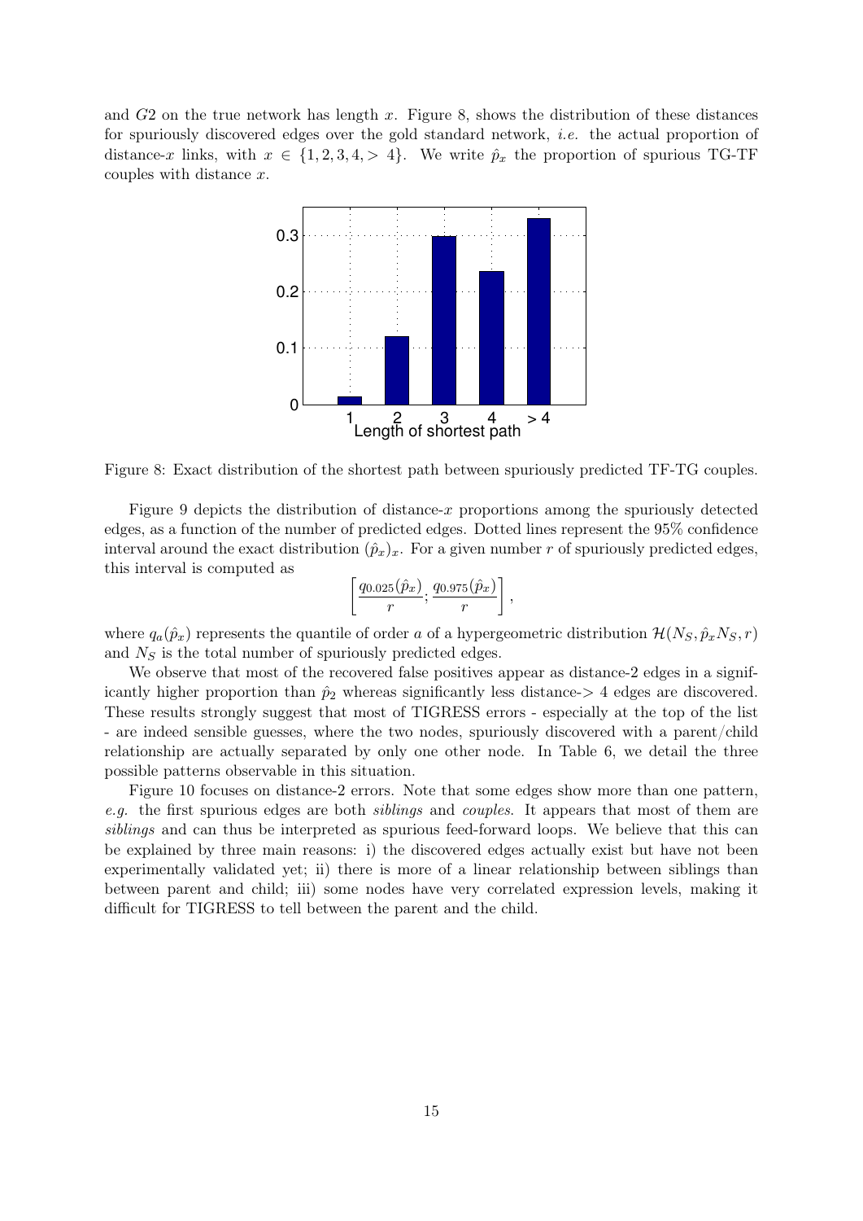and $G2$ on the true network has length $x$. Figure 8, shows the distribution of these distances for spuriously discovered edges over the gold standard network, *i.e.* the actual proportion of distance-$x$ links, with $x \in \{1, 2, 3, 4, > 4\}$. We write $\hat{p}_x$ the proportion of spurious TG-TF couples with distance $x$.

Figure 8: Exact distribution of the shortest path between spuriously predicted TF-TG couples.

Figure 9 depicts the distribution of distance-$x$ proportions among the spuriously detected edges, as a function of the number of predicted edges. Dotted lines represent the 95% confidence interval around the exact distribution $(\hat{p}_x)_x$. For a given number $r$ of spuriously predicted edges, this interval is computed as

$$\left[ \frac{q_{0.025}(\hat{p}_x)}{r}; \frac{q_{0.975}(\hat{p}_x)}{r} \right],$$

where $q_a(\hat{p}_x)$ represents the quantile of order $a$ of a hypergeometric distribution $\mathcal{H}(N_S, \hat{p}_x N_S, r)$ and $N_S$ is the total number of spuriously predicted edges.

We observe that most of the recovered false positives appear as distance-2 edges in a significantly higher proportion than $\hat{p}_2$ whereas significantly less distance-$>$ 4 edges are discovered. These results strongly suggest that most of TIGRESS errors - especially at the top of the list - are indeed sensible guesses, where the two nodes, spuriously discovered with a parent/child relationship are actually separated by only one other node. In Table 6, we detail the three possible patterns observable in this situation.

Figure 10 focuses on distance-2 errors. Note that some edges show more than one pattern, *e.g.* the first spurious edges are both *siblings* and *couples*. It appears that most of them are *siblings* and can thus be interpreted as spurious feed-forward loops. We believe that this can be explained by three main reasons: i) the discovered edges actually exist but have not been experimentally validated yet; ii) there is more of a linear relationship between siblings than between parent and child; iii) some nodes have very correlated expression levels, making it difficult for TIGRESS to tell between the parent and the child.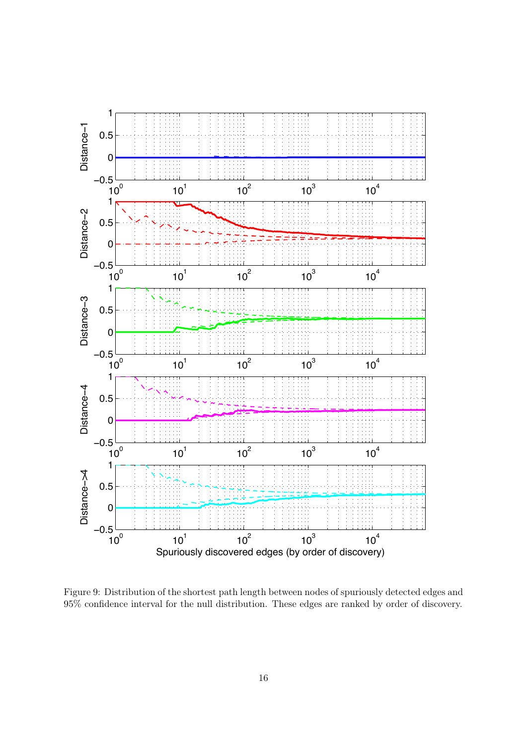Figure 9: Distribution of the shortest path length between nodes of spuriously detected edges and 95% confidence interval for the null distribution. These edges are ranked by order of discovery.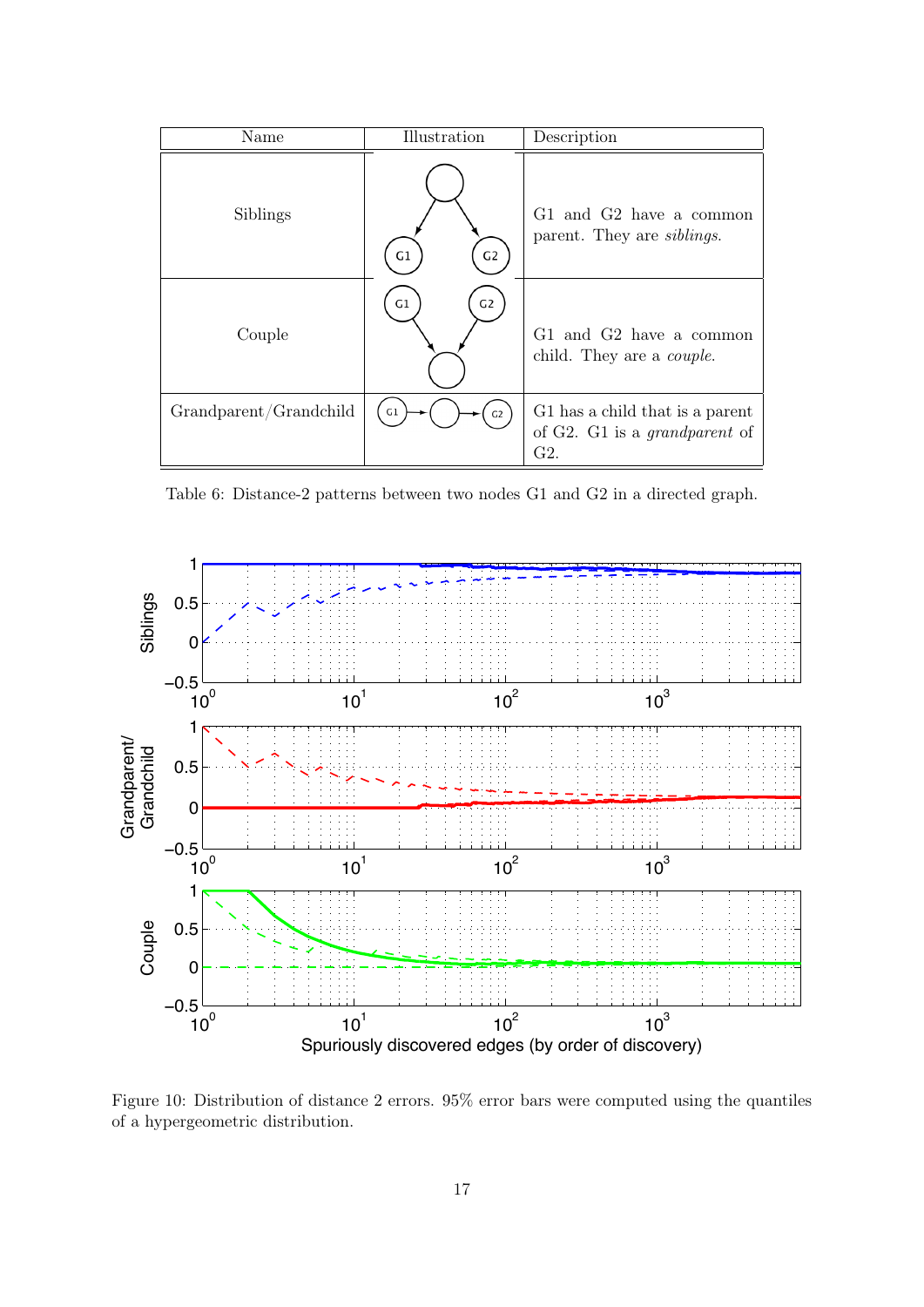| Name | Illustration | Description |
|---|---|---|
| Siblings | | G1 and G2 have a common parent. They are *siblings*. |
| Couple | | G1 and G2 have a common child. They are a *couple*. |
| Grandparent/Grandchild | | G1 has a child that is a parent of G2. G1 is a *grandparent* of G2. |

Table 6: Distance-2 patterns between two nodes G1 and G2 in a directed graph.

Figure 10: Distribution of distance 2 errors. 95% error bars were computed using the quantiles of a hypergeometric distribution.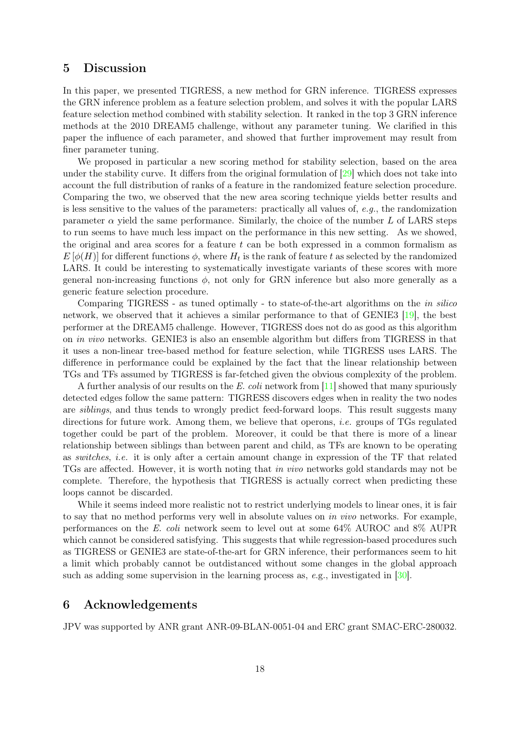## 5 Discussion

In this paper, we presented TIGRESS, a new method for GRN inference. TIGRESS expresses the GRN inference problem as a feature selection problem, and solves it with the popular LARS feature selection method combined with stability selection. It ranked in the top 3 GRN inference methods at the 2010 DREAM5 challenge, without any parameter tuning. We clarified in this paper the influence of each parameter, and showed that further improvement may result from finer parameter tuning.

We proposed in particular a new scoring method for stability selection, based on the area under the stability curve. It differs from the original formulation of [29] which does not take into account the full distribution of ranks of a feature in the randomized feature selection procedure. Comparing the two, we observed that the new area scoring technique yields better results and is less sensitive to the values of the parameters: practically all values of, *e.g.*, the randomization parameter $\alpha$ yield the same performance. Similarly, the choice of the number $L$ of LARS steps to run seems to have much less impact on the performance in this new setting. As we showed, the original and area scores for a feature $t$ can be both expressed in a common formalism as $E\left[\phi(H)\right]$ for different functions $\phi$, where $H_t$ is the rank of feature $t$ as selected by the randomized LARS. It could be interesting to systematically investigate variants of these scores with more general non-increasing functions $\phi$, not only for GRN inference but also more generally as a generic feature selection procedure.

Comparing TIGRESS - as tuned optimally - to state-of-the-art algorithms on the *in silico* network, we observed that it achieves a similar performance to that of GENIE3 [19], the best performer at the DREAM5 challenge. However, TIGRESS does not do as good as this algorithm on *in vivo* networks. GENIE3 is also an ensemble algorithm but differs from TIGRESS in that it uses a non-linear tree-based method for feature selection, while TIGRESS uses LARS. The difference in performance could be explained by the fact that the linear relationship between TGs and TFs assumed by TIGRESS is far-fetched given the obvious complexity of the problem.

A further analysis of our results on the *E. coli* network from [11] showed that many spuriously detected edges follow the same pattern: TIGRESS discovers edges when in reality the two nodes are *siblings*, and thus tends to wrongly predict feed-forward loops. This result suggests many directions for future work. Among them, we believe that operons, *i.e.* groups of TGs regulated together could be part of the problem. Moreover, it could be that there is more of a linear relationship between siblings than between parent and child, as TFs are known to be operating as *switches*, *i.e.* it is only after a certain amount change in expression of the TF that related TGs are affected. However, it is worth noting that *in vivo* networks gold standards may not be complete. Therefore, the hypothesis that TIGRESS is actually correct when predicting these loops cannot be discarded.

While it seems indeed more realistic not to restrict underlying models to linear ones, it is fair to say that no method performs very well in absolute values on *in vivo* networks. For example, performances on the *E. coli* network seem to level out at some 64% AUROC and 8% AUPR which cannot be considered satisfying. This suggests that while regression-based procedures such as TIGRESS or GENIE3 are state-of-the-art for GRN inference, their performances seem to hit a limit which probably cannot be outdistanced without some changes in the global approach such as adding some supervision in the learning process as, *e.g.*, investigated in [30].

## 6 Acknowledgements

JPV was supported by ANR grant ANR-09-BLAN-0051-04 and ERC grant SMAC-ERC-280032.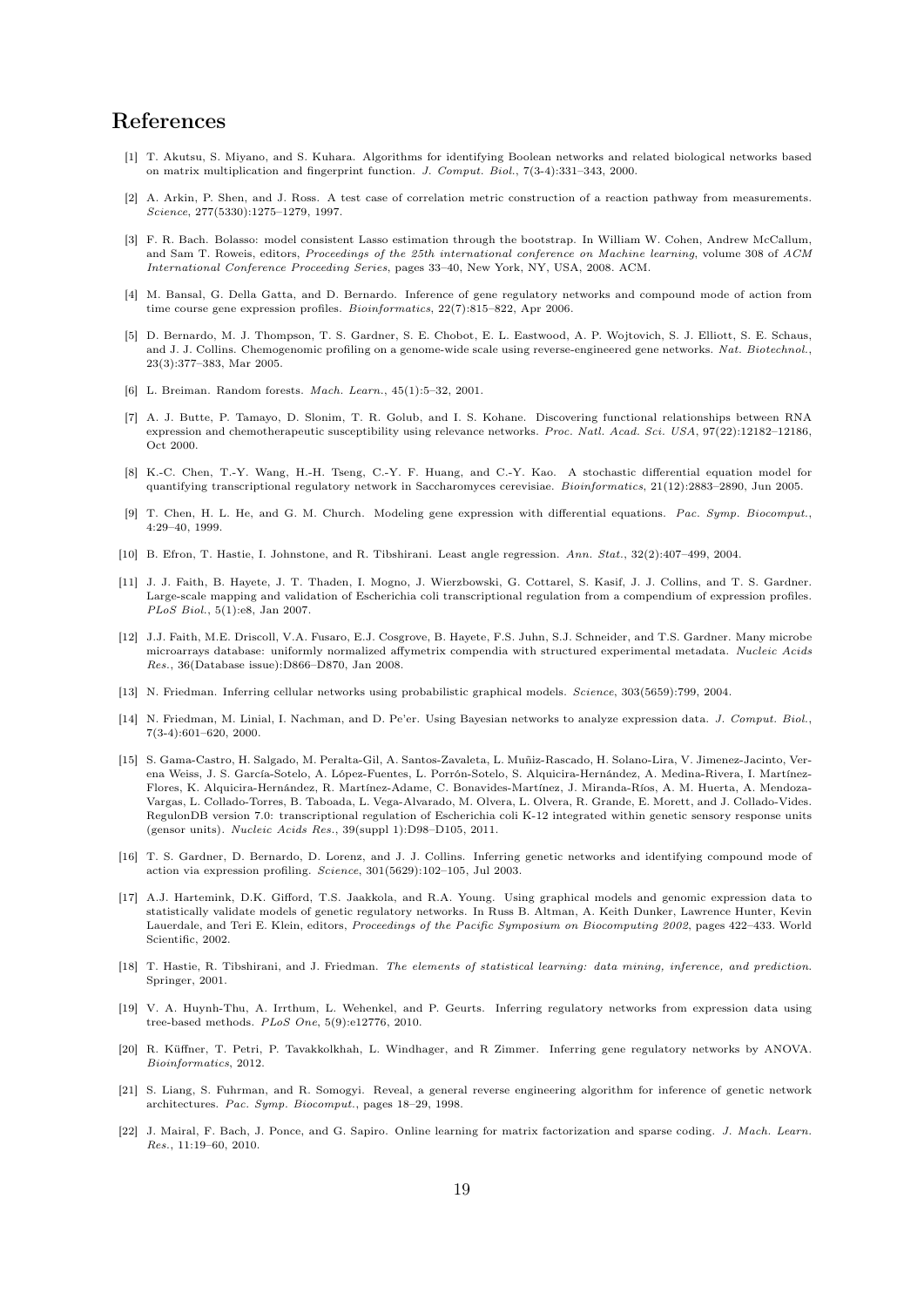# References

[1] T. Akutsu, S. Miyano, and S. Kuhara. Algorithms for identifying Boolean networks and related biological networks based on matrix multiplication and fingerprint function. *J. Comput. Biol.*, 7(3-4):331–343, 2000.

[2] A. Arkin, P. Shen, and J. Ross. A test case of correlation metric construction of a reaction pathway from measurements. *Science*, 277(5330):1275–1279, 1997.

[3] F. R. Bach. Bolasso: model consistent Lasso estimation through the bootstrap. In William W. Cohen, Andrew McCallum, and Sam T. Roweis, editors, *Proceedings of the 25th international conference on Machine learning*, volume 308 of *ACM International Conference Proceeding Series*, pages 33–40, New York, NY, USA, 2008. ACM.

[4] M. Bansal, G. Della Gatta, and D. Bernardo. Inference of gene regulatory networks and compound mode of action from time course gene expression profiles. *Bioinformatics*, 22(7):815–822, Apr 2006.

[5] D. Bernardo, M. J. Thompson, T. S. Gardner, S. E. Chobot, E. L. Eastwood, A. P. Wojtovich, S. J. Elliott, S. E. Schaus, and J. J. Collins. Chemogenomic profiling on a genome-wide scale using reverse-engineered gene networks. *Nat. Biotechnol.*, 23(3):377–383, Mar 2005.

[6] L. Breiman. Random forests. *Mach. Learn.*, 45(1):5–32, 2001.

[7] A. J. Butte, P. Tamayo, D. Slonim, T. R. Golub, and I. S. Kohane. Discovering functional relationships between RNA expression and chemotherapeutic susceptibility using relevance networks. *Proc. Natl. Acad. Sci. USA*, 97(22):12182–12186, Oct 2000.

[8] K.-C. Chen, T.-Y. Wang, H.-H. Tseng, C.-Y. F. Huang, and C.-Y. Kao. A stochastic differential equation model for quantifying transcriptional regulatory network in Saccharomyces cerevisiae. *Bioinformatics*, 21(12):2883–2890, Jun 2005.

[9] T. Chen, H. L. He, and G. M. Church. Modeling gene expression with differential equations. *Pac. Symp. Biocomput.*, 4:29–40, 1999.

[10] B. Efron, T. Hastie, I. Johnstone, and R. Tibshirani. Least angle regression. *Ann. Stat.*, 32(2):407–499, 2004.

[11] J. J. Faith, B. Hayete, J. T. Thaden, I. Mogno, J. Wierzbowski, G. Cottarel, S. Kasif, J. J. Collins, and T. S. Gardner. Large-scale mapping and validation of Escherichia coli transcriptional regulation from a compendium of expression profiles. *PLoS Biol.*, 5(1):e8, Jan 2007.

[12] J.J. Faith, M.E. Driscoll, V.A. Fusaro, E.J. Cosgrove, B. Hayete, F.S. Juhn, S.J. Schneider, and T.S. Gardner. Many microbe microarrays database: uniformly normalized affymetrix compendia with structured experimental metadata. *Nucleic Acids Res.*, 36(Database issue):D866–D870, Jan 2008.

[13] N. Friedman. Inferring cellular networks using probabilistic graphical models. *Science*, 303(5659):799, 2004.

[14] N. Friedman, M. Linial, I. Nachman, and D. Pe'er. Using Bayesian networks to analyze expression data. *J. Comput. Biol.*, 7(3-4):601–620, 2000.

[15] S. Gama-Castro, H. Salgado, M. Peralta-Gil, A. Santos-Zavaleta, L. Muñiz-Rascado, H. Solano-Lira, V. Jimenez-Jacinto, Verena Weiss, J. S. García-Sotelo, A. López-Fuentes, L. Porrón-Sotelo, S. Alquicira-Hernández, A. Medina-Rivera, I. Martínez-Flores, K. Alquicira-Hernández, R. Martínez-Adame, C. Bonavides-Martínez, J. Miranda-Ríos, A. M. Huerta, A. Mendoza-Vargas, L. Collado-Torres, B. Taboada, L. Vega-Alvarado, M. Olvera, L. Olvera, R. Grande, E. Morett, and J. Collado-Vides. RegulonDB version 7.0: transcriptional regulation of Escherichia coli K-12 integrated within genetic sensory response units (gensor units). *Nucleic Acids Res.*, 39(suppl 1):D98–D105, 2011.

[16] T. S. Gardner, D. Bernardo, D. Lorenz, and J. J. Collins. Inferring genetic networks and identifying compound mode of action via expression profiling. *Science*, 301(5629):102–105, Jul 2003.

[17] A.J. Hartemink, D.K. Gifford, T.S. Jaakkola, and R.A. Young. Using graphical models and genomic expression data to statistically validate models of genetic regulatory networks. In Russ B. Altman, A. Keith Dunker, Lawrence Hunter, Kevin Lauerdale, and Teri E. Klein, editors, *Proceedings of the Pacific Symposium on Biocomputing 2002*, pages 422–433. World Scientific, 2002.

[18] T. Hastie, R. Tibshirani, and J. Friedman. *The elements of statistical learning: data mining, inference, and prediction*. Springer, 2001.

[19] V. A. Huynh-Thu, A. Irrthum, L. Wehenkel, and P. Geurts. Inferring regulatory networks from expression data using tree-based methods. *PLoS One*, 5(9):e12776, 2010.

[20] R. Küffner, T. Petri, P. Tavakkolkhah, L. Windhager, and R Zimmer. Inferring gene regulatory networks by ANOVA. *Bioinformatics*, 2012.

[21] S. Liang, S. Fuhrman, and R. Somogyi. Reveal, a general reverse engineering algorithm for inference of genetic network architectures. *Pac. Symp. Biocomput.*, pages 18–29, 1998.

[22] J. Mairal, F. Bach, J. Ponce, and G. Sapiro. Online learning for matrix factorization and sparse coding. *J. Mach. Learn. Res.*, 11:19–60, 2010.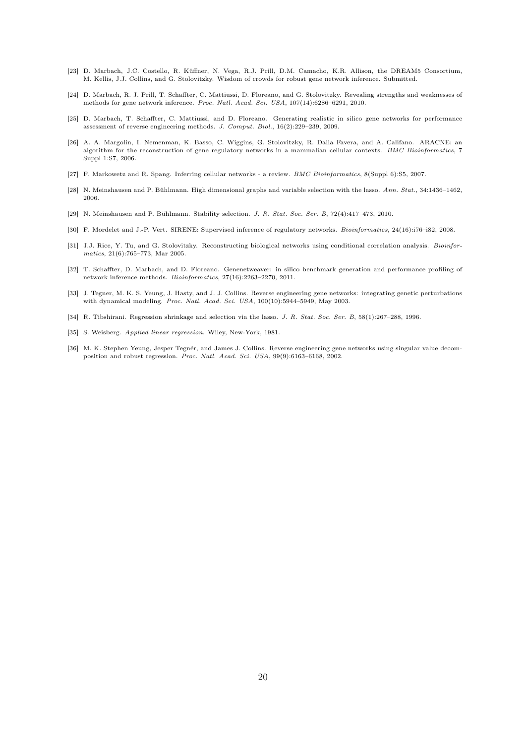[23] D. Marbach, J.C. Costello, R. Küffner, N. Vega, R.J. Prill, D.M. Camacho, K.R. Allison, the DREAM5 Consortium, M. Kellis, J.J. Collins, and G. Stolovitzky. Wisdom of crowds for robust gene network inference. Submitted.

[24] D. Marbach, R. J. Prill, T. Schaffter, C. Mattiussi, D. Floreano, and G. Stolovitzky. Revealing strengths and weaknesses of methods for gene network inference. *Proc. Natl. Acad. Sci. USA*, 107(14):6286–6291, 2010.

[25] D. Marbach, T. Schaffter, C. Mattiussi, and D. Floreano. Generating realistic in silico gene networks for performance assessment of reverse engineering methods. *J. Comput. Biol.*, 16(2):229–239, 2009.

[26] A. A. Margolin, I. Nemenman, K. Basso, C. Wiggins, G. Stolovitzky, R. Dalla Favera, and A. Califano. ARACNE: an algorithm for the reconstruction of gene regulatory networks in a mammalian cellular contexts. *BMC Bioinformatics*, 7 Suppl 1:S7, 2006.

[27] F. Markowetz and R. Spang. Inferring cellular networks - a review. *BMC Bioinformatics*, 8(Suppl 6):S5, 2007.

[28] N. Meinshausen and P. Bühlmann. High dimensional graphs and variable selection with the lasso. *Ann. Stat.*, 34:1436–1462, 2006.

[29] N. Meinshausen and P. Bühlmann. Stability selection. *J. R. Stat. Soc. Ser. B*, 72(4):417–473, 2010.

[30] F. Mordelet and J.-P. Vert. SIRENE: Supervised inference of regulatory networks. *Bioinformatics*, 24(16):i76–i82, 2008.

[31] J.J. Rice, Y. Tu, and G. Stolovitzky. Reconstructing biological networks using conditional correlation analysis. *Bioinformatics*, 21(6):765–773, Mar 2005.

[32] T. Schaffter, D. Marbach, and D. Floreano. Genenetweaver: in silico benchmark generation and performance profiling of network inference methods. *Bioinformatics*, 27(16):2263–2270, 2011.

[33] J. Tegner, M. K. S. Yeung, J. Hasty, and J. J. Collins. Reverse engineering gene networks: integrating genetic perturbations with dynamical modeling. *Proc. Natl. Acad. Sci. USA*, 100(10):5944–5949, May 2003.

[34] R. Tibshirani. Regression shrinkage and selection via the lasso. *J. R. Stat. Soc. Ser. B*, 58(1):267–288, 1996.

[35] S. Weisberg. *Applied linear regression*. Wiley, New-York, 1981.

[36] M. K. Stephen Yeung, Jesper Tegnér, and James J. Collins. Reverse engineering gene networks using singular value decomposition and robust regression. *Proc. Natl. Acad. Sci. USA*, 99(9):6163–6168, 2002.